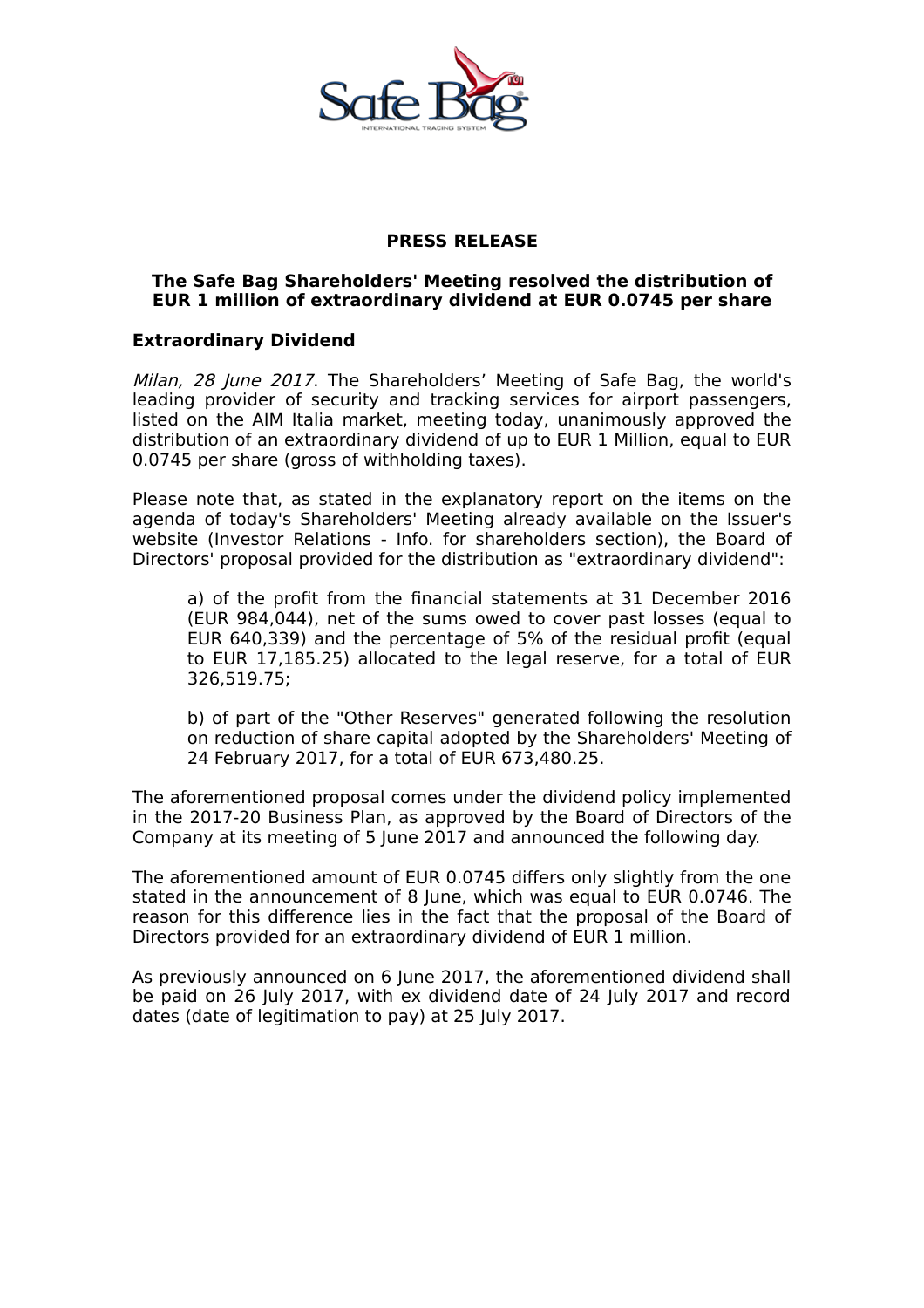**PRESS RELEASE**

**The Safe Bag Shareholders' Meeting resolved the distribution of EUR 1 million of extraordinary dividend at EUR 0.0745 per share**

**Extraordinary Dividend**

*Milan, 28 June 2017*. The Shareholders' Meeting of Safe Bag, the world's leading provider of security and tracking services for airport passengers, listed on the AIM Italia market, meeting today, unanimously approved the distribution of an extraordinary dividend of up to EUR 1 Million, equal to EUR 0.0745 per share (gross of withholding taxes).

Please note that, as stated in the explanatory report on the items on the agenda of today's Shareholders' Meeting already available on the Issuer's website (Investor Relations - Info. for shareholders section), the Board of Directors' proposal provided for the distribution as "extraordinary dividend":

> a) of the profit from the financial statements at 31 December 2016 (EUR 984,044), net of the sums owed to cover past losses (equal to EUR 640,339) and the percentage of 5% of the residual profit (equal to EUR 17,185.25) allocated to the legal reserve, for a total of EUR 326,519.75;
>
> b) of part of the "Other Reserves" generated following the resolution on reduction of share capital adopted by the Shareholders' Meeting of 24 February 2017, for a total of EUR 673,480.25.

The aforementioned proposal comes under the dividend policy implemented in the 2017-20 Business Plan, as approved by the Board of Directors of the Company at its meeting of 5 June 2017 and announced the following day.

The aforementioned amount of EUR 0.0745 differs only slightly from the one stated in the announcement of 8 June, which was equal to EUR 0.0746. The reason for this difference lies in the fact that the proposal of the Board of Directors provided for an extraordinary dividend of EUR 1 million.

As previously announced on 6 June 2017, the aforementioned dividend shall be paid on 26 July 2017, with ex dividend date of 24 July 2017 and record dates (date of legitimation to pay) at 25 July 2017.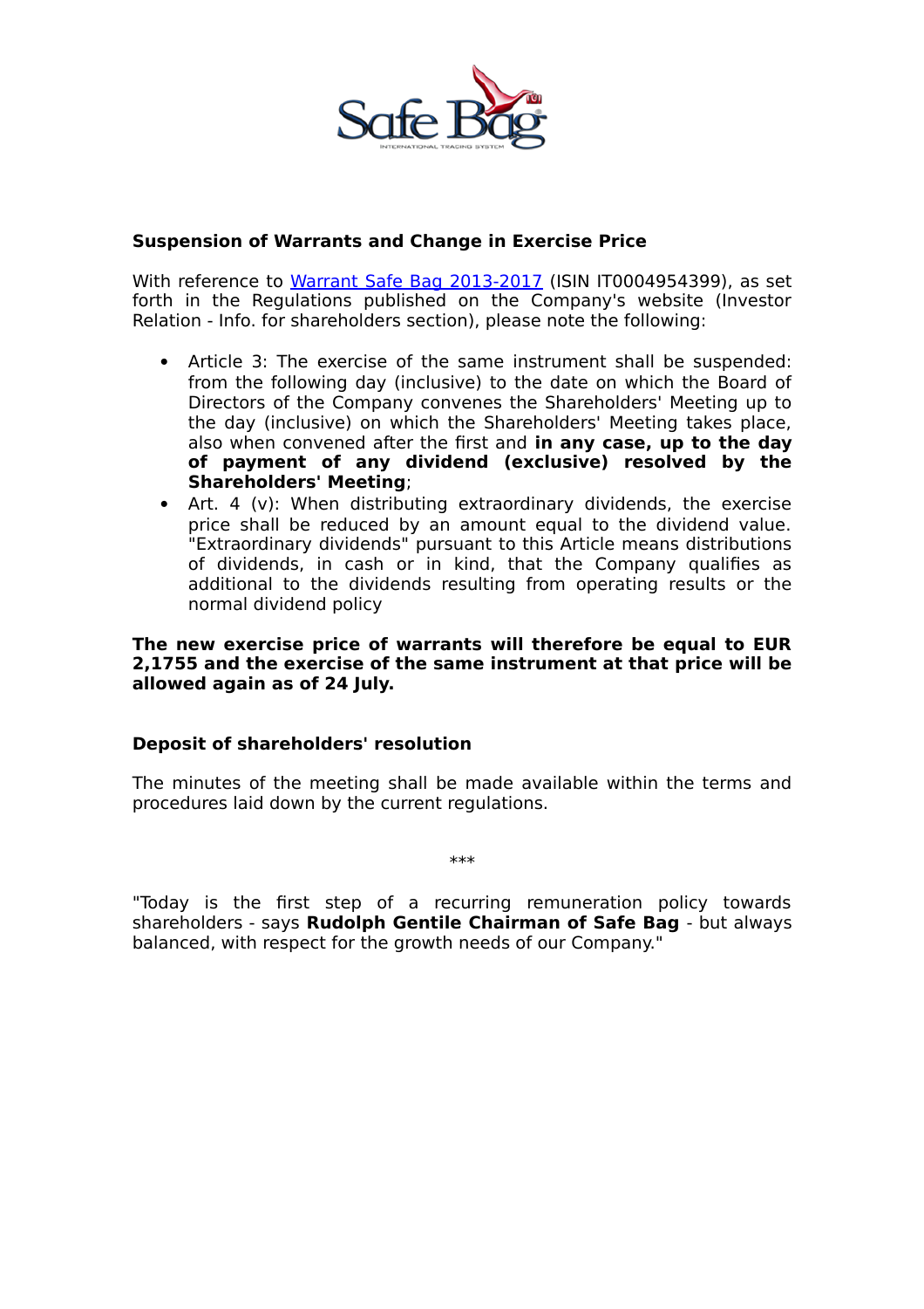### Suspension of Warrants and Change in Exercise Price

With reference to Warrant Safe Bag 2013-2017 (ISIN IT0004954399), as set forth in the Regulations published on the Company's website (Investor Relation - Info. for shareholders section), please note the following:

- Article 3: The exercise of the same instrument shall be suspended: from the following day (inclusive) to the date on which the Board of Directors of the Company convenes the Shareholders' Meeting up to the day (inclusive) on which the Shareholders' Meeting takes place, also when convened after the first and **in any case, up to the day of payment of any dividend (exclusive) resolved by the Shareholders' Meeting**;
- Art. 4 (v): When distributing extraordinary dividends, the exercise price shall be reduced by an amount equal to the dividend value. "Extraordinary dividends" pursuant to this Article means distributions of dividends, in cash or in kind, that the Company qualifies as additional to the dividends resulting from operating results or the normal dividend policy

**The new exercise price of warrants will therefore be equal to EUR 2,1755 and the exercise of the same instrument at that price will be allowed again as of 24 July.**

### Deposit of shareholders' resolution

The minutes of the meeting shall be made available within the terms and procedures laid down by the current regulations.

***

"Today is the first step of a recurring remuneration policy towards shareholders - says **Rudolph Gentile Chairman of Safe Bag** - but always balanced, with respect for the growth needs of our Company."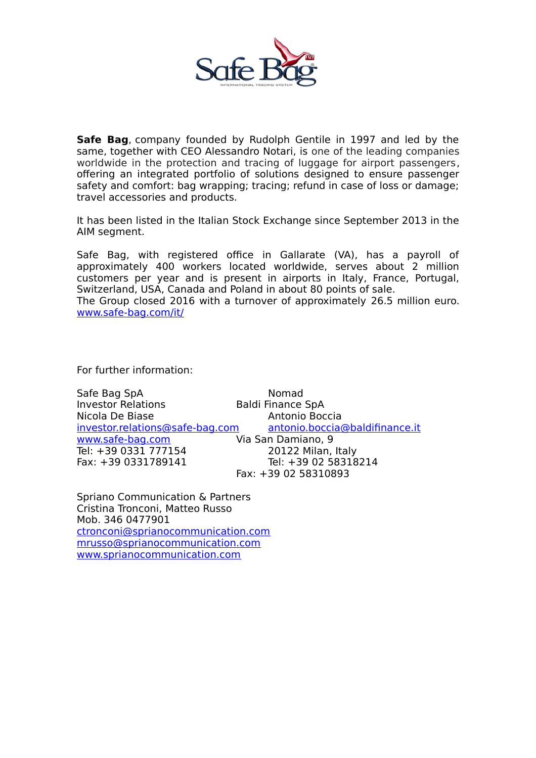**Safe Bag**, company founded by Rudolph Gentile in 1997 and led by the same, together with CEO Alessandro Notari, is one of the leading companies worldwide in the protection and tracing of luggage for airport passengers, offering an integrated portfolio of solutions designed to ensure passenger safety and comfort: bag wrapping; tracing; refund in case of loss or damage; travel accessories and products.

It has been listed in the Italian Stock Exchange since September 2013 in the AIM segment.

Safe Bag, with registered office in Gallarate (VA), has a payroll of approximately 400 workers located worldwide, serves about 2 million customers per year and is present in airports in Italy, France, Portugal, Switzerland, USA, Canada and Poland in about 80 points of sale.
The Group closed 2016 with a turnover of approximately 26.5 million euro.
www.safe-bag.com/it/

For further information:

Safe Bag SpA
Investor Relations
Nicola De Biase
investor.relations@safe-bag.com
www.safe-bag.com
Tel: +39 0331 777154
Fax: +39 0331789141

Nomad
Baldi Finance SpA
Antonio Boccia
antonio.boccia@baldifinance.it
Via San Damiano, 9
20122 Milan, Italy
Tel: +39 02 58318214
Fax: +39 02 58310893

Spriano Communication & Partners
Cristina Tronconi, Matteo Russo
Mob. 346 0477901
ctronconi@sprianocommunication.com
mrusso@sprianocommunication.com
www.sprianocommunication.com